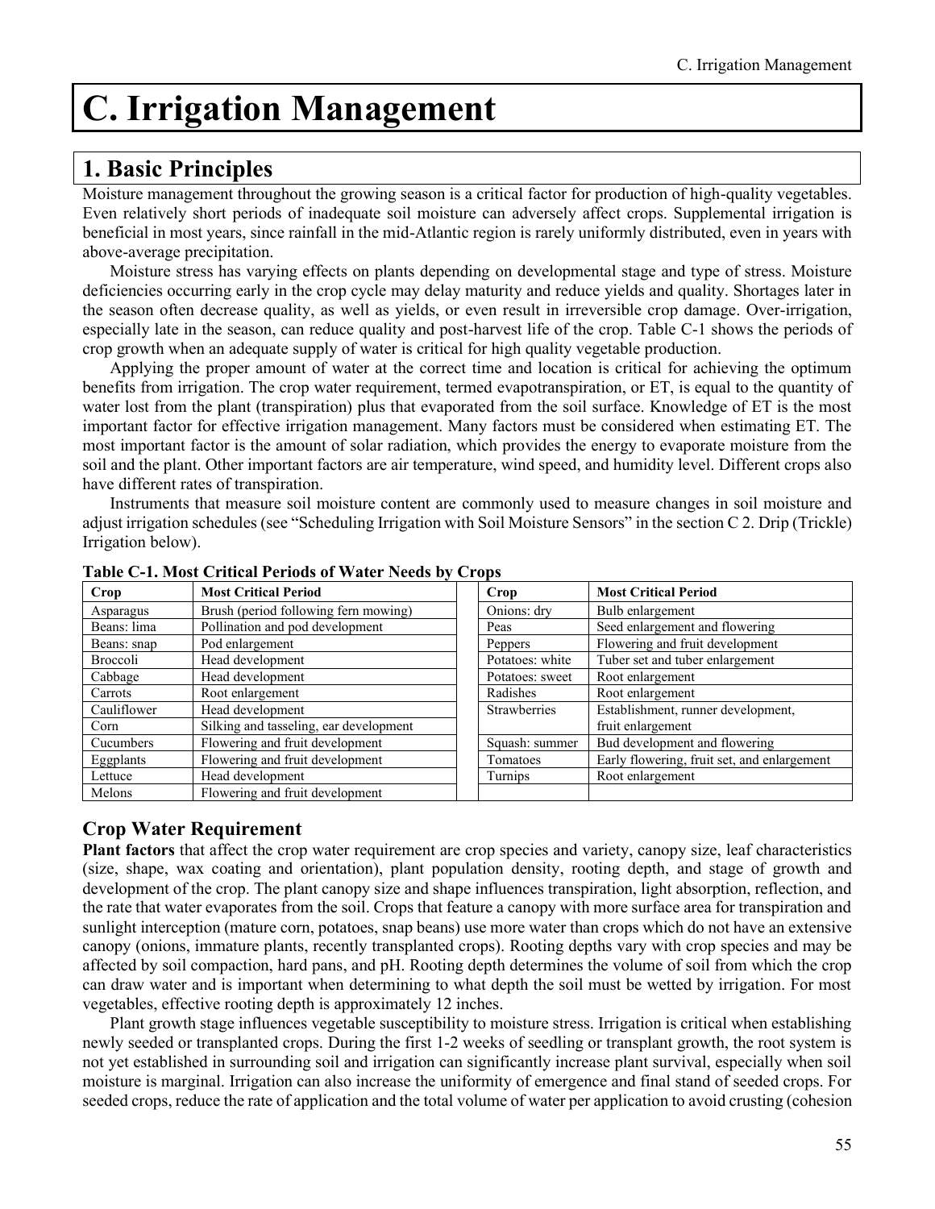# C. Irrigation Management

## 1. Basic Principles

Moisture management throughout the growing season is a critical factor for production of high-quality vegetables. Even relatively short periods of inadequate soil moisture can adversely affect crops. Supplemental irrigation is beneficial in most years, since rainfall in the mid-Atlantic region is rarely uniformly distributed, even in years with above-average precipitation.

Moisture stress has varying effects on plants depending on developmental stage and type of stress. Moisture deficiencies occurring early in the crop cycle may delay maturity and reduce yields and quality. Shortages later in the season often decrease quality, as well as yields, or even result in irreversible crop damage. Over-irrigation, especially late in the season, can reduce quality and post-harvest life of the crop. Table C-1 shows the periods of crop growth when an adequate supply of water is critical for high quality vegetable production.

Applying the proper amount of water at the correct time and location is critical for achieving the optimum benefits from irrigation. The crop water requirement, termed evapotranspiration, or ET, is equal to the quantity of water lost from the plant (transpiration) plus that evaporated from the soil surface. Knowledge of ET is the most important factor for effective irrigation management. Many factors must be considered when estimating ET. The most important factor is the amount of solar radiation, which provides the energy to evaporate moisture from the soil and the plant. Other important factors are air temperature, wind speed, and humidity level. Different crops also have different rates of transpiration.

Instruments that measure soil moisture content are commonly used to measure changes in soil moisture and adjust irrigation schedules (see "Scheduling Irrigation with Soil Moisture Sensors" in the section C 2. Drip (Trickle) Irrigation below).

**Table C-1. Most Critical Periods of Water Needs by Crops**

| Crop | Most Critical Period | Crop | Most Critical Period |
|---|---|---|---|
| Asparagus | Brush (period following fern mowing) | Onions: dry | Bulb enlargement |
| Beans: lima | Pollination and pod development | Peas | Seed enlargement and flowering |
| Beans: snap | Pod enlargement | Peppers | Flowering and fruit development |
| Broccoli | Head development | Potatoes: white | Tuber set and tuber enlargement |
| Cabbage | Head development | Potatoes: sweet | Root enlargement |
| Carrots | Root enlargement | Radishes | Root enlargement |
| Cauliflower | Head development | Strawberries | Establishment, runner development, fruit enlargement |
| Corn | Silking and tasseling, ear development | | |
| Cucumbers | Flowering and fruit development | Squash: summer | Bud development and flowering |
| Eggplants | Flowering and fruit development | Tomatoes | Early flowering, fruit set, and enlargement |
| Lettuce | Head development | Turnips | Root enlargement |
| Melons | Flowering and fruit development | | |

### Crop Water Requirement

**Plant factors** that affect the crop water requirement are crop species and variety, canopy size, leaf characteristics (size, shape, wax coating and orientation), plant population density, rooting depth, and stage of growth and development of the crop. The plant canopy size and shape influences transpiration, light absorption, reflection, and the rate that water evaporates from the soil. Crops that feature a canopy with more surface area for transpiration and sunlight interception (mature corn, potatoes, snap beans) use more water than crops which do not have an extensive canopy (onions, immature plants, recently transplanted crops). Rooting depths vary with crop species and may be affected by soil compaction, hard pans, and pH. Rooting depth determines the volume of soil from which the crop can draw water and is important when determining to what depth the soil must be wetted by irrigation. For most vegetables, effective rooting depth is approximately 12 inches.

Plant growth stage influences vegetable susceptibility to moisture stress. Irrigation is critical when establishing newly seeded or transplanted crops. During the first 1-2 weeks of seedling or transplant growth, the root system is not yet established in surrounding soil and irrigation can significantly increase plant survival, especially when soil moisture is marginal. Irrigation can also increase the uniformity of emergence and final stand of seeded crops. For seeded crops, reduce the rate of application and the total volume of water per application to avoid crusting (cohesion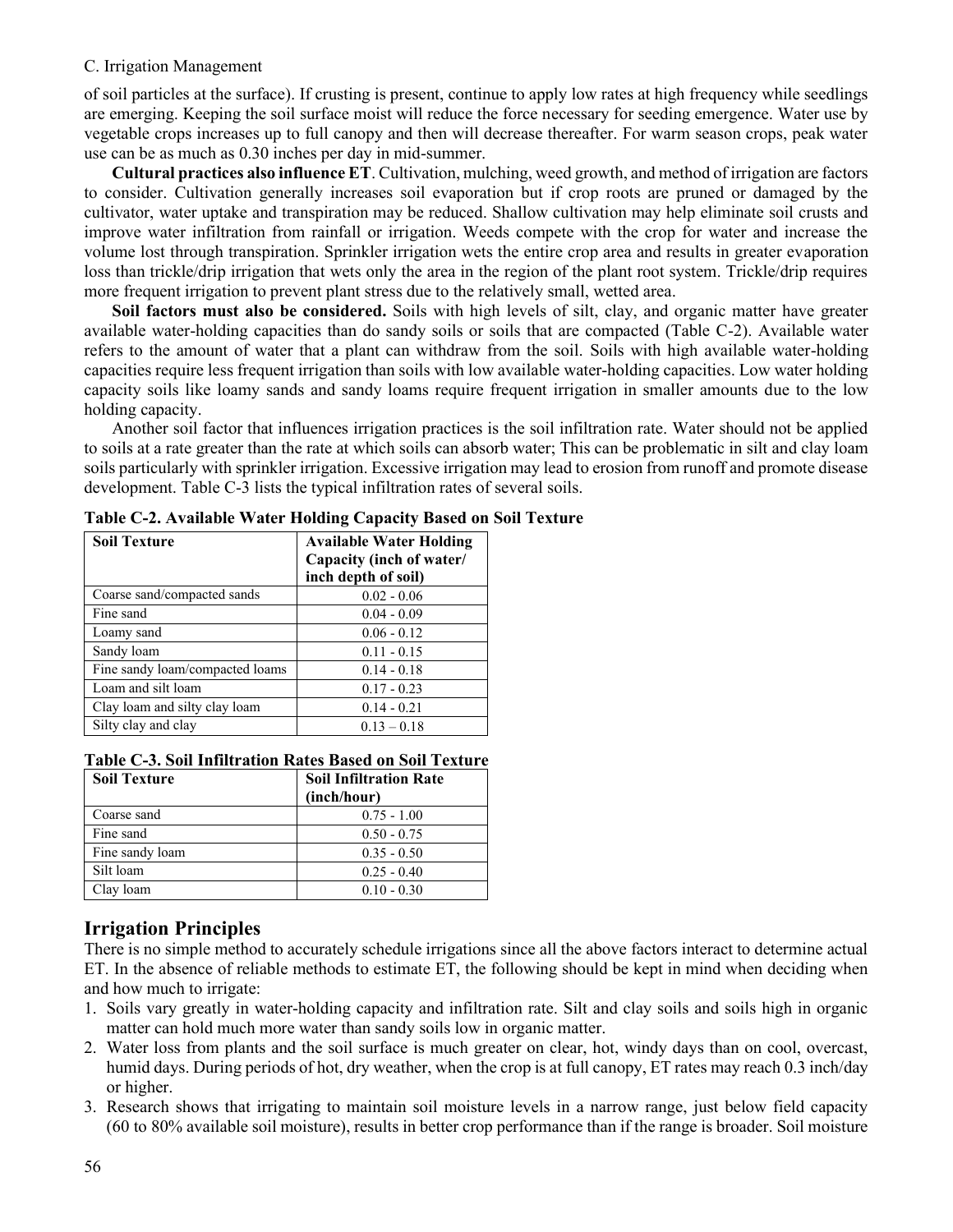of soil particles at the surface). If crusting is present, continue to apply low rates at high frequency while seedlings are emerging. Keeping the soil surface moist will reduce the force necessary for seeding emergence. Water use by vegetable crops increases up to full canopy and then will decrease thereafter. For warm season crops, peak water use can be as much as 0.30 inches per day in mid-summer.

**Cultural practices also influence ET**. Cultivation, mulching, weed growth, and method of irrigation are factors to consider. Cultivation generally increases soil evaporation but if crop roots are pruned or damaged by the cultivator, water uptake and transpiration may be reduced. Shallow cultivation may help eliminate soil crusts and improve water infiltration from rainfall or irrigation. Weeds compete with the crop for water and increase the volume lost through transpiration. Sprinkler irrigation wets the entire crop area and results in greater evaporation loss than trickle/drip irrigation that wets only the area in the region of the plant root system. Trickle/drip requires more frequent irrigation to prevent plant stress due to the relatively small, wetted area.

**Soil factors must also be considered.** Soils with high levels of silt, clay, and organic matter have greater available water-holding capacities than do sandy soils or soils that are compacted (Table C-2). Available water refers to the amount of water that a plant can withdraw from the soil. Soils with high available water-holding capacities require less frequent irrigation than soils with low available water-holding capacities. Low water holding capacity soils like loamy sands and sandy loams require frequent irrigation in smaller amounts due to the low holding capacity.

Another soil factor that influences irrigation practices is the soil infiltration rate. Water should not be applied to soils at a rate greater than the rate at which soils can absorb water; This can be problematic in silt and clay loam soils particularly with sprinkler irrigation. Excessive irrigation may lead to erosion from runoff and promote disease development. Table C-3 lists the typical infiltration rates of several soils.

**Table C-2. Available Water Holding Capacity Based on Soil Texture**

| Soil Texture | Available Water Holding Capacity (inch of water/ inch depth of soil) |
|---|---|
| Coarse sand/compacted sands | 0.02 - 0.06 |
| Fine sand | 0.04 - 0.09 |
| Loamy sand | 0.06 - 0.12 |
| Sandy loam | 0.11 - 0.15 |
| Fine sandy loam/compacted loams | 0.14 - 0.18 |
| Loam and silt loam | 0.17 - 0.23 |
| Clay loam and silty clay loam | 0.14 - 0.21 |
| Silty clay and clay | 0.13 – 0.18 |

**Table C-3. Soil Infiltration Rates Based on Soil Texture**

| Soil Texture | Soil Infiltration Rate (inch/hour) |
|---|---|
| Coarse sand | 0.75 - 1.00 |
| Fine sand | 0.50 - 0.75 |
| Fine sandy loam | 0.35 - 0.50 |
| Silt loam | 0.25 - 0.40 |
| Clay loam | 0.10 - 0.30 |

## Irrigation Principles

There is no simple method to accurately schedule irrigations since all the above factors interact to determine actual ET. In the absence of reliable methods to estimate ET, the following should be kept in mind when deciding when and how much to irrigate:

1. Soils vary greatly in water-holding capacity and infiltration rate. Silt and clay soils and soils high in organic matter can hold much more water than sandy soils low in organic matter.
2. Water loss from plants and the soil surface is much greater on clear, hot, windy days than on cool, overcast, humid days. During periods of hot, dry weather, when the crop is at full canopy, ET rates may reach 0.3 inch/day or higher.
3. Research shows that irrigating to maintain soil moisture levels in a narrow range, just below field capacity (60 to 80% available soil moisture), results in better crop performance than if the range is broader. Soil moisture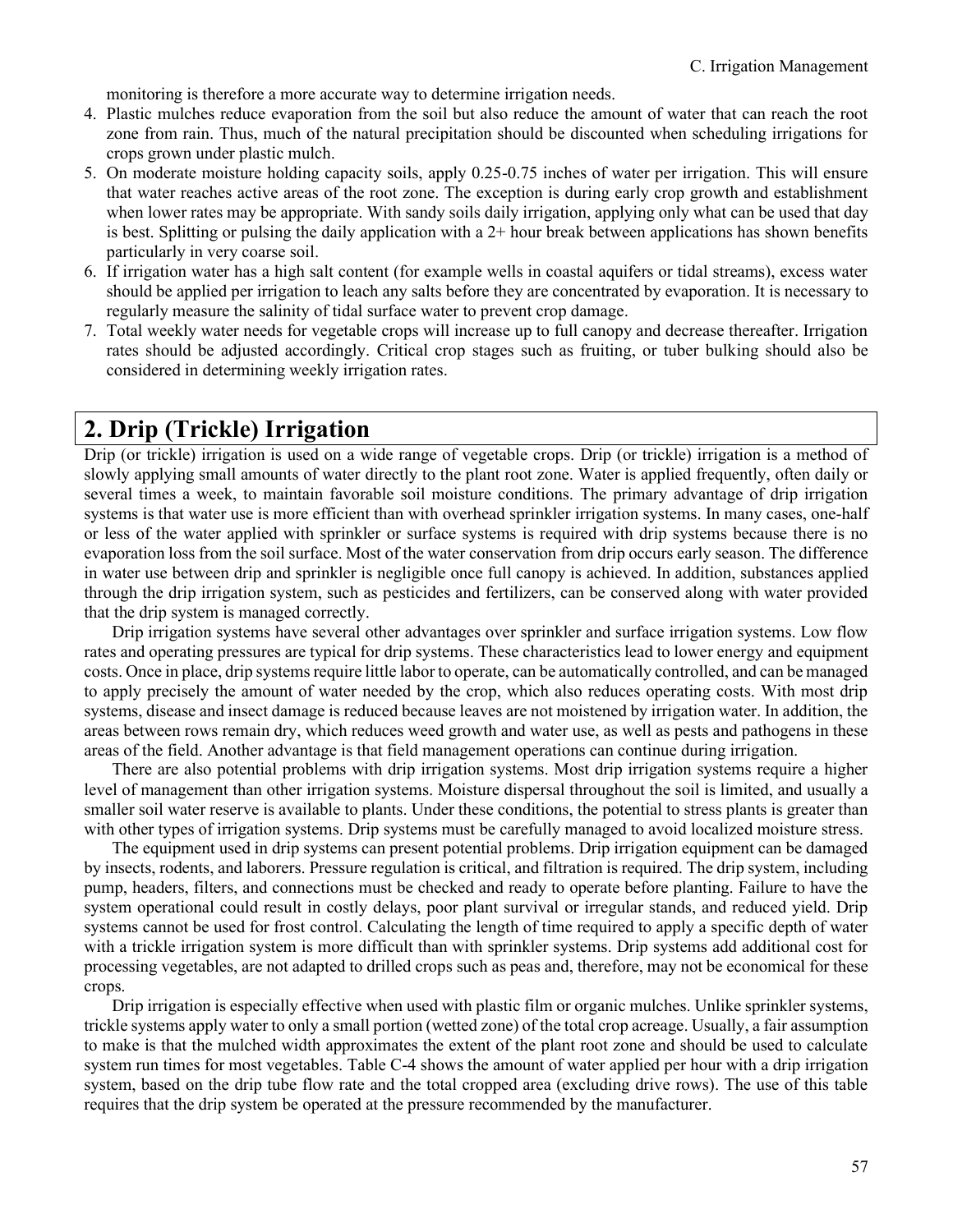monitoring is therefore a more accurate way to determine irrigation needs.

4. Plastic mulches reduce evaporation from the soil but also reduce the amount of water that can reach the root zone from rain. Thus, much of the natural precipitation should be discounted when scheduling irrigations for crops grown under plastic mulch.
5. On moderate moisture holding capacity soils, apply 0.25-0.75 inches of water per irrigation. This will ensure that water reaches active areas of the root zone. The exception is during early crop growth and establishment when lower rates may be appropriate. With sandy soils daily irrigation, applying only what can be used that day is best. Splitting or pulsing the daily application with a 2+ hour break between applications has shown benefits particularly in very coarse soil.
6. If irrigation water has a high salt content (for example wells in coastal aquifers or tidal streams), excess water should be applied per irrigation to leach any salts before they are concentrated by evaporation. It is necessary to regularly measure the salinity of tidal surface water to prevent crop damage.
7. Total weekly water needs for vegetable crops will increase up to full canopy and decrease thereafter. Irrigation rates should be adjusted accordingly. Critical crop stages such as fruiting, or tuber bulking should also be considered in determining weekly irrigation rates.

## 2. Drip (Trickle) Irrigation

Drip (or trickle) irrigation is used on a wide range of vegetable crops. Drip (or trickle) irrigation is a method of slowly applying small amounts of water directly to the plant root zone. Water is applied frequently, often daily or several times a week, to maintain favorable soil moisture conditions. The primary advantage of drip irrigation systems is that water use is more efficient than with overhead sprinkler irrigation systems. In many cases, one-half or less of the water applied with sprinkler or surface systems is required with drip systems because there is no evaporation loss from the soil surface. Most of the water conservation from drip occurs early season. The difference in water use between drip and sprinkler is negligible once full canopy is achieved. In addition, substances applied through the drip irrigation system, such as pesticides and fertilizers, can be conserved along with water provided that the drip system is managed correctly.

Drip irrigation systems have several other advantages over sprinkler and surface irrigation systems. Low flow rates and operating pressures are typical for drip systems. These characteristics lead to lower energy and equipment costs. Once in place, drip systems require little labor to operate, can be automatically controlled, and can be managed to apply precisely the amount of water needed by the crop, which also reduces operating costs. With most drip systems, disease and insect damage is reduced because leaves are not moistened by irrigation water. In addition, the areas between rows remain dry, which reduces weed growth and water use, as well as pests and pathogens in these areas of the field. Another advantage is that field management operations can continue during irrigation.

There are also potential problems with drip irrigation systems. Most drip irrigation systems require a higher level of management than other irrigation systems. Moisture dispersal throughout the soil is limited, and usually a smaller soil water reserve is available to plants. Under these conditions, the potential to stress plants is greater than with other types of irrigation systems. Drip systems must be carefully managed to avoid localized moisture stress.

The equipment used in drip systems can present potential problems. Drip irrigation equipment can be damaged by insects, rodents, and laborers. Pressure regulation is critical, and filtration is required. The drip system, including pump, headers, filters, and connections must be checked and ready to operate before planting. Failure to have the system operational could result in costly delays, poor plant survival or irregular stands, and reduced yield. Drip systems cannot be used for frost control. Calculating the length of time required to apply a specific depth of water with a trickle irrigation system is more difficult than with sprinkler systems. Drip systems add additional cost for processing vegetables, are not adapted to drilled crops such as peas and, therefore, may not be economical for these crops.

Drip irrigation is especially effective when used with plastic film or organic mulches. Unlike sprinkler systems, trickle systems apply water to only a small portion (wetted zone) of the total crop acreage. Usually, a fair assumption to make is that the mulched width approximates the extent of the plant root zone and should be used to calculate system run times for most vegetables. Table C-4 shows the amount of water applied per hour with a drip irrigation system, based on the drip tube flow rate and the total cropped area (excluding drive rows). The use of this table requires that the drip system be operated at the pressure recommended by the manufacturer.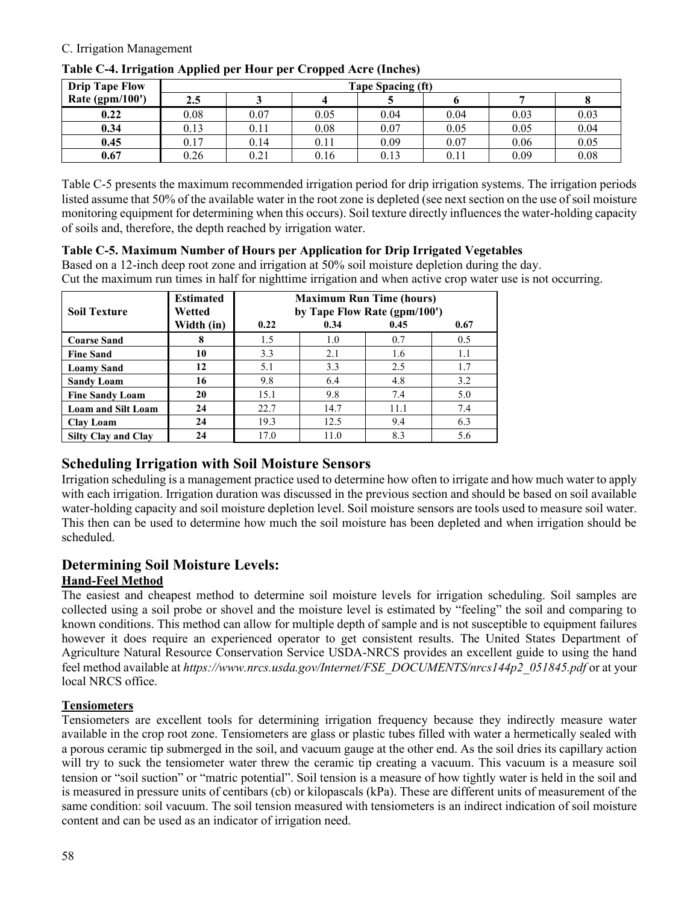**Table C-4. Irrigation Applied per Hour per Cropped Acre (Inches)**

| Drip Tape Flow Rate (gpm/100') | Tape Spacing (ft) | | | | | | |
|---|---|---|---|---|---|---|---|
| | 2.5 | 3 | 4 | 5 | 6 | 7 | 8 |
| **0.22** | 0.08 | 0.07 | 0.05 | 0.04 | 0.04 | 0.03 | 0.03 |
| **0.34** | 0.13 | 0.11 | 0.08 | 0.07 | 0.05 | 0.05 | 0.04 |
| **0.45** | 0.17 | 0.14 | 0.11 | 0.09 | 0.07 | 0.06 | 0.05 |
| **0.67** | 0.26 | 0.21 | 0.16 | 0.13 | 0.11 | 0.09 | 0.08 |

Table C-5 presents the maximum recommended irrigation period for drip irrigation systems. The irrigation periods listed assume that 50% of the available water in the root zone is depleted (see next section on the use of soil moisture monitoring equipment for determining when this occurs). Soil texture directly influences the water-holding capacity of soils and, therefore, the depth reached by irrigation water.

**Table C-5. Maximum Number of Hours per Application for Drip Irrigated Vegetables**

Based on a 12-inch deep root zone and irrigation at 50% soil moisture depletion during the day.
Cut the maximum run times in half for nighttime irrigation and when active crop water use is not occurring.

| Soil Texture | Estimated Wetted Width (in) | Maximum Run Time (hours) by Tape Flow Rate (gpm/100') | | | |
|---|---|---|---|---|---|
| | | 0.22 | 0.34 | 0.45 | 0.67 |
| **Coarse Sand** | 8 | 1.5 | 1.0 | 0.7 | 0.5 |
| **Fine Sand** | 10 | 3.3 | 2.1 | 1.6 | 1.1 |
| **Loamy Sand** | 12 | 5.1 | 3.3 | 2.5 | 1.7 |
| **Sandy Loam** | 16 | 9.8 | 6.4 | 4.8 | 3.2 |
| **Fine Sandy Loam** | 20 | 15.1 | 9.8 | 7.4 | 5.0 |
| **Loam and Silt Loam** | 24 | 22.7 | 14.7 | 11.1 | 7.4 |
| **Clay Loam** | 24 | 19.3 | 12.5 | 9.4 | 6.3 |
| **Silty Clay and Clay** | 24 | 17.0 | 11.0 | 8.3 | 5.6 |

## Scheduling Irrigation with Soil Moisture Sensors

Irrigation scheduling is a management practice used to determine how often to irrigate and how much water to apply with each irrigation. Irrigation duration was discussed in the previous section and should be based on soil available water-holding capacity and soil moisture depletion level. Soil moisture sensors are tools used to measure soil water. This then can be used to determine how much the soil moisture has been depleted and when irrigation should be scheduled.

## Determining Soil Moisture Levels:

### Hand-Feel Method

The easiest and cheapest method to determine soil moisture levels for irrigation scheduling. Soil samples are collected using a soil probe or shovel and the moisture level is estimated by "feeling" the soil and comparing to known conditions. This method can allow for multiple depth of sample and is not susceptible to equipment failures however it does require an experienced operator to get consistent results. The United States Department of Agriculture Natural Resource Conservation Service USDA-NRCS provides an excellent guide to using the hand feel method available at *https://www.nrcs.usda.gov/Internet/FSE_DOCUMENTS/nrcs144p2_051845.pdf* or at your local NRCS office.

### Tensiometers

Tensiometers are excellent tools for determining irrigation frequency because they indirectly measure water available in the crop root zone. Tensiometers are glass or plastic tubes filled with water a hermetically sealed with a porous ceramic tip submerged in the soil, and vacuum gauge at the other end. As the soil dries its capillary action will try to suck the tensiometer water threw the ceramic tip creating a vacuum. This vacuum is a measure soil tension or "soil suction" or "matric potential". Soil tension is a measure of how tightly water is held in the soil and is measured in pressure units of centibars (cb) or kilopascals (kPa). These are different units of measurement of the same condition: soil vacuum. The soil tension measured with tensiometers is an indirect indication of soil moisture content and can be used as an indicator of irrigation need.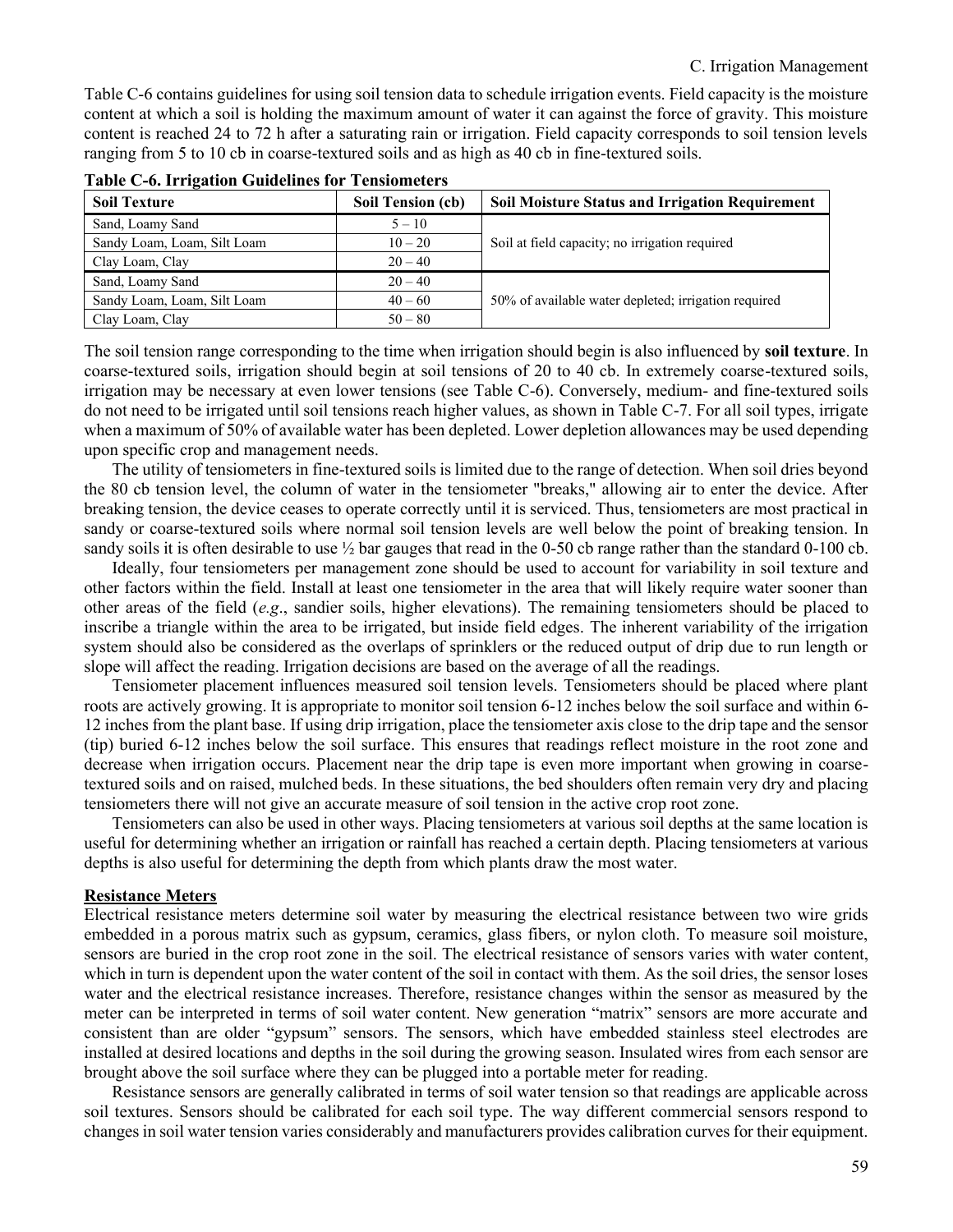Table C-6 contains guidelines for using soil tension data to schedule irrigation events. Field capacity is the moisture content at which a soil is holding the maximum amount of water it can against the force of gravity. This moisture content is reached 24 to 72 h after a saturating rain or irrigation. Field capacity corresponds to soil tension levels ranging from 5 to 10 cb in coarse-textured soils and as high as 40 cb in fine-textured soils.

**Table C-6. Irrigation Guidelines for Tensiometers**

| Soil Texture | Soil Tension (cb) | Soil Moisture Status and Irrigation Requirement |
|---|---|---|
| Sand, Loamy Sand | 5 – 10 | Soil at field capacity; no irrigation required |
| Sandy Loam, Loam, Silt Loam | 10 – 20 | |
| Clay Loam, Clay | 20 – 40 | |
| Sand, Loamy Sand | 20 – 40 | 50% of available water depleted; irrigation required |
| Sandy Loam, Loam, Silt Loam | 40 – 60 | |
| Clay Loam, Clay | 50 – 80 | |

The soil tension range corresponding to the time when irrigation should begin is also influenced by **soil texture**. In coarse-textured soils, irrigation should begin at soil tensions of 20 to 40 cb. In extremely coarse-textured soils, irrigation may be necessary at even lower tensions (see Table C-6). Conversely, medium- and fine-textured soils do not need to be irrigated until soil tensions reach higher values, as shown in Table C-7. For all soil types, irrigate when a maximum of 50% of available water has been depleted. Lower depletion allowances may be used depending upon specific crop and management needs.

The utility of tensiometers in fine-textured soils is limited due to the range of detection. When soil dries beyond the 80 cb tension level, the column of water in the tensiometer "breaks," allowing air to enter the device. After breaking tension, the device ceases to operate correctly until it is serviced. Thus, tensiometers are most practical in sandy or coarse-textured soils where normal soil tension levels are well below the point of breaking tension. In sandy soils it is often desirable to use ½ bar gauges that read in the 0-50 cb range rather than the standard 0-100 cb.

Ideally, four tensiometers per management zone should be used to account for variability in soil texture and other factors within the field. Install at least one tensiometer in the area that will likely require water sooner than other areas of the field (*e.g*., sandier soils, higher elevations). The remaining tensiometers should be placed to inscribe a triangle within the area to be irrigated, but inside field edges. The inherent variability of the irrigation system should also be considered as the overlaps of sprinklers or the reduced output of drip due to run length or slope will affect the reading. Irrigation decisions are based on the average of all the readings.

Tensiometer placement influences measured soil tension levels. Tensiometers should be placed where plant roots are actively growing. It is appropriate to monitor soil tension 6-12 inches below the soil surface and within 6-12 inches from the plant base. If using drip irrigation, place the tensiometer axis close to the drip tape and the sensor (tip) buried 6-12 inches below the soil surface. This ensures that readings reflect moisture in the root zone and decrease when irrigation occurs. Placement near the drip tape is even more important when growing in coarse-textured soils and on raised, mulched beds. In these situations, the bed shoulders often remain very dry and placing tensiometers there will not give an accurate measure of soil tension in the active crop root zone.

Tensiometers can also be used in other ways. Placing tensiometers at various soil depths at the same location is useful for determining whether an irrigation or rainfall has reached a certain depth. Placing tensiometers at various depths is also useful for determining the depth from which plants draw the most water.

**Resistance Meters**

Electrical resistance meters determine soil water by measuring the electrical resistance between two wire grids embedded in a porous matrix such as gypsum, ceramics, glass fibers, or nylon cloth. To measure soil moisture, sensors are buried in the crop root zone in the soil. The electrical resistance of sensors varies with water content, which in turn is dependent upon the water content of the soil in contact with them. As the soil dries, the sensor loses water and the electrical resistance increases. Therefore, resistance changes within the sensor as measured by the meter can be interpreted in terms of soil water content. New generation "matrix" sensors are more accurate and consistent than are older "gypsum" sensors. The sensors, which have embedded stainless steel electrodes are installed at desired locations and depths in the soil during the growing season. Insulated wires from each sensor are brought above the soil surface where they can be plugged into a portable meter for reading.

Resistance sensors are generally calibrated in terms of soil water tension so that readings are applicable across soil textures. Sensors should be calibrated for each soil type. The way different commercial sensors respond to changes in soil water tension varies considerably and manufacturers provides calibration curves for their equipment.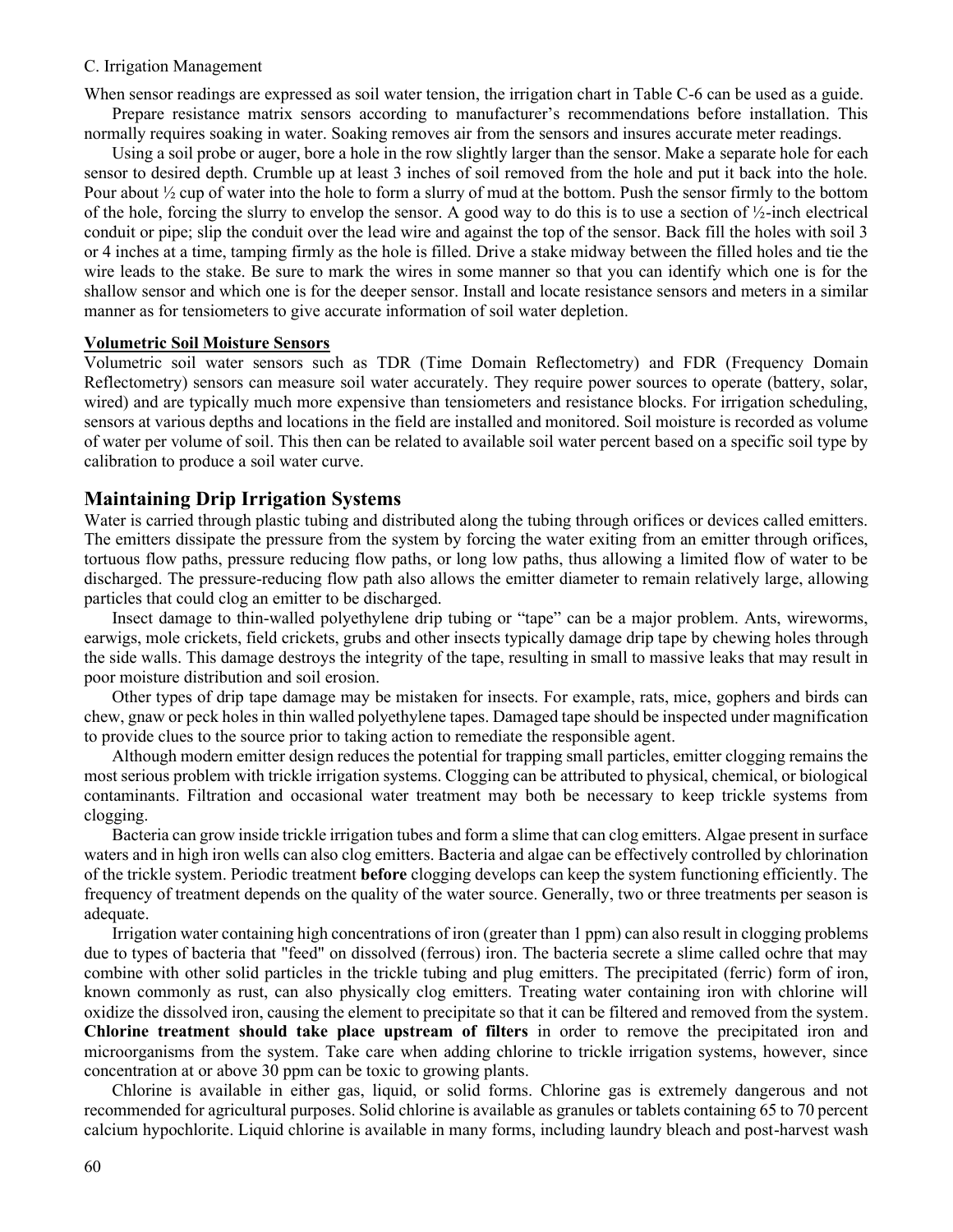When sensor readings are expressed as soil water tension, the irrigation chart in Table C-6 can be used as a guide.

Prepare resistance matrix sensors according to manufacturer's recommendations before installation. This normally requires soaking in water. Soaking removes air from the sensors and insures accurate meter readings.

Using a soil probe or auger, bore a hole in the row slightly larger than the sensor. Make a separate hole for each sensor to desired depth. Crumble up at least 3 inches of soil removed from the hole and put it back into the hole. Pour about ½ cup of water into the hole to form a slurry of mud at the bottom. Push the sensor firmly to the bottom of the hole, forcing the slurry to envelop the sensor. A good way to do this is to use a section of ½-inch electrical conduit or pipe; slip the conduit over the lead wire and against the top of the sensor. Back fill the holes with soil 3 or 4 inches at a time, tamping firmly as the hole is filled. Drive a stake midway between the filled holes and tie the wire leads to the stake. Be sure to mark the wires in some manner so that you can identify which one is for the shallow sensor and which one is for the deeper sensor. Install and locate resistance sensors and meters in a similar manner as for tensiometers to give accurate information of soil water depletion.

**Volumetric Soil Moisture Sensors**

Volumetric soil water sensors such as TDR (Time Domain Reflectometry) and FDR (Frequency Domain Reflectometry) sensors can measure soil water accurately. They require power sources to operate (battery, solar, wired) and are typically much more expensive than tensiometers and resistance blocks. For irrigation scheduling, sensors at various depths and locations in the field are installed and monitored. Soil moisture is recorded as volume of water per volume of soil. This then can be related to available soil water percent based on a specific soil type by calibration to produce a soil water curve.

## Maintaining Drip Irrigation Systems

Water is carried through plastic tubing and distributed along the tubing through orifices or devices called emitters. The emitters dissipate the pressure from the system by forcing the water exiting from an emitter through orifices, tortuous flow paths, pressure reducing flow paths, or long low paths, thus allowing a limited flow of water to be discharged. The pressure-reducing flow path also allows the emitter diameter to remain relatively large, allowing particles that could clog an emitter to be discharged.

Insect damage to thin-walled polyethylene drip tubing or "tape" can be a major problem. Ants, wireworms, earwigs, mole crickets, field crickets, grubs and other insects typically damage drip tape by chewing holes through the side walls. This damage destroys the integrity of the tape, resulting in small to massive leaks that may result in poor moisture distribution and soil erosion.

Other types of drip tape damage may be mistaken for insects. For example, rats, mice, gophers and birds can chew, gnaw or peck holes in thin walled polyethylene tapes. Damaged tape should be inspected under magnification to provide clues to the source prior to taking action to remediate the responsible agent.

Although modern emitter design reduces the potential for trapping small particles, emitter clogging remains the most serious problem with trickle irrigation systems. Clogging can be attributed to physical, chemical, or biological contaminants. Filtration and occasional water treatment may both be necessary to keep trickle systems from clogging.

Bacteria can grow inside trickle irrigation tubes and form a slime that can clog emitters. Algae present in surface waters and in high iron wells can also clog emitters. Bacteria and algae can be effectively controlled by chlorination of the trickle system. Periodic treatment **before** clogging develops can keep the system functioning efficiently. The frequency of treatment depends on the quality of the water source. Generally, two or three treatments per season is adequate.

Irrigation water containing high concentrations of iron (greater than 1 ppm) can also result in clogging problems due to types of bacteria that "feed" on dissolved (ferrous) iron. The bacteria secrete a slime called ochre that may combine with other solid particles in the trickle tubing and plug emitters. The precipitated (ferric) form of iron, known commonly as rust, can also physically clog emitters. Treating water containing iron with chlorine will oxidize the dissolved iron, causing the element to precipitate so that it can be filtered and removed from the system. **Chlorine treatment should take place upstream of filters** in order to remove the precipitated iron and microorganisms from the system. Take care when adding chlorine to trickle irrigation systems, however, since concentration at or above 30 ppm can be toxic to growing plants.

Chlorine is available in either gas, liquid, or solid forms. Chlorine gas is extremely dangerous and not recommended for agricultural purposes. Solid chlorine is available as granules or tablets containing 65 to 70 percent calcium hypochlorite. Liquid chlorine is available in many forms, including laundry bleach and post-harvest wash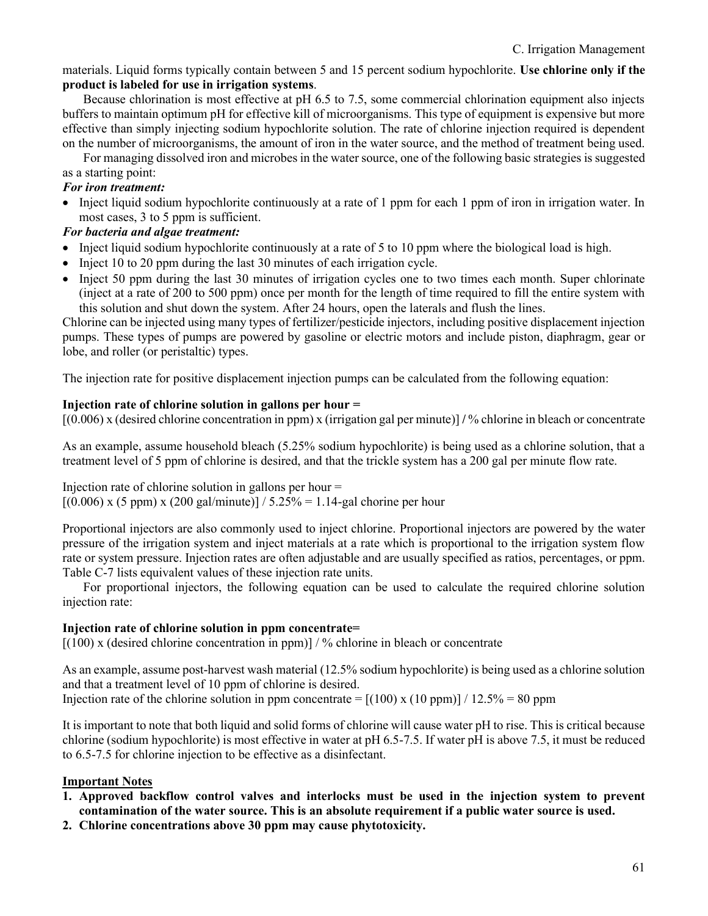materials. Liquid forms typically contain between 5 and 15 percent sodium hypochlorite. **Use chlorine only if the product is labeled for use in irrigation systems**.

Because chlorination is most effective at pH 6.5 to 7.5, some commercial chlorination equipment also injects buffers to maintain optimum pH for effective kill of microorganisms. This type of equipment is expensive but more effective than simply injecting sodium hypochlorite solution. The rate of chlorine injection required is dependent on the number of microorganisms, the amount of iron in the water source, and the method of treatment being used.

For managing dissolved iron and microbes in the water source, one of the following basic strategies is suggested as a starting point:

***For iron treatment:***

- Inject liquid sodium hypochlorite continuously at a rate of 1 ppm for each 1 ppm of iron in irrigation water. In most cases, 3 to 5 ppm is sufficient.

***For bacteria and algae treatment:***

- Inject liquid sodium hypochlorite continuously at a rate of 5 to 10 ppm where the biological load is high.
- Inject 10 to 20 ppm during the last 30 minutes of each irrigation cycle.
- Inject 50 ppm during the last 30 minutes of irrigation cycles one to two times each month. Super chlorinate (inject at a rate of 200 to 500 ppm) once per month for the length of time required to fill the entire system with this solution and shut down the system. After 24 hours, open the laterals and flush the lines.

Chlorine can be injected using many types of fertilizer/pesticide injectors, including positive displacement injection pumps. These types of pumps are powered by gasoline or electric motors and include piston, diaphragm, gear or lobe, and roller (or peristaltic) types.

The injection rate for positive displacement injection pumps can be calculated from the following equation:

**Injection rate of chlorine solution in gallons per hour =**
[(0.006) x (desired chlorine concentration in ppm) x (irrigation gal per minute)] / % chlorine in bleach or concentrate

As an example, assume household bleach (5.25% sodium hypochlorite) is being used as a chlorine solution, that a treatment level of 5 ppm of chlorine is desired, and that the trickle system has a 200 gal per minute flow rate.

Injection rate of chlorine solution in gallons per hour =
[(0.006) x (5 ppm) x (200 gal/minute)] / 5.25% = 1.14-gal chorine per hour

Proportional injectors are also commonly used to inject chlorine. Proportional injectors are powered by the water pressure of the irrigation system and inject materials at a rate which is proportional to the irrigation system flow rate or system pressure. Injection rates are often adjustable and are usually specified as ratios, percentages, or ppm. Table C-7 lists equivalent values of these injection rate units.

For proportional injectors, the following equation can be used to calculate the required chlorine solution injection rate:

**Injection rate of chlorine solution in ppm concentrate=**
[(100) x (desired chlorine concentration in ppm)] / % chlorine in bleach or concentrate

As an example, assume post-harvest wash material (12.5% sodium hypochlorite) is being used as a chlorine solution and that a treatment level of 10 ppm of chlorine is desired.
Injection rate of the chlorine solution in ppm concentrate = [(100) x (10 ppm)] / 12.5% = 80 ppm

It is important to note that both liquid and solid forms of chlorine will cause water pH to rise. This is critical because chlorine (sodium hypochlorite) is most effective in water at pH 6.5-7.5. If water pH is above 7.5, it must be reduced to 6.5-7.5 for chlorine injection to be effective as a disinfectant.

**Important Notes**

1. **Approved backflow control valves and interlocks must be used in the injection system to prevent contamination of the water source. This is an absolute requirement if a public water source is used.**
2. **Chlorine concentrations above 30 ppm may cause phytotoxicity.**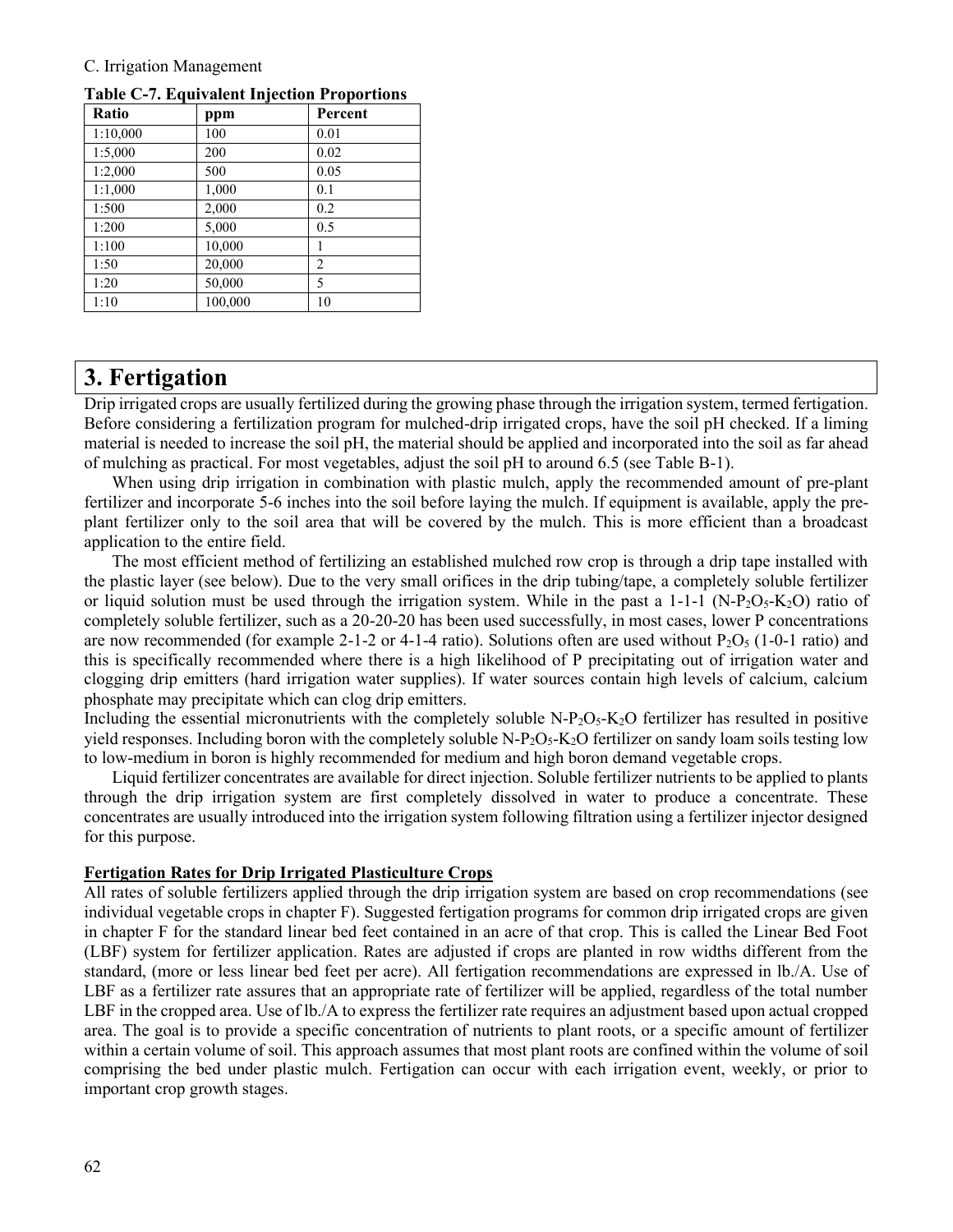**Table C-7. Equivalent Injection Proportions**

| Ratio | ppm | Percent |
|---|---|---|
| 1:10,000 | 100 | 0.01 |
| 1:5,000 | 200 | 0.02 |
| 1:2,000 | 500 | 0.05 |
| 1:1,000 | 1,000 | 0.1 |
| 1:500 | 2,000 | 0.2 |
| 1:200 | 5,000 | 0.5 |
| 1:100 | 10,000 | 1 |
| 1:50 | 20,000 | 2 |
| 1:20 | 50,000 | 5 |
| 1:10 | 100,000 | 10 |

# 3. Fertigation

Drip irrigated crops are usually fertilized during the growing phase through the irrigation system, termed fertigation. Before considering a fertilization program for mulched-drip irrigated crops, have the soil pH checked. If a liming material is needed to increase the soil pH, the material should be applied and incorporated into the soil as far ahead of mulching as practical. For most vegetables, adjust the soil pH to around 6.5 (see Table B-1).

When using drip irrigation in combination with plastic mulch, apply the recommended amount of pre-plant fertilizer and incorporate 5-6 inches into the soil before laying the mulch. If equipment is available, apply the pre-plant fertilizer only to the soil area that will be covered by the mulch. This is more efficient than a broadcast application to the entire field.

The most efficient method of fertilizing an established mulched row crop is through a drip tape installed with the plastic layer (see below). Due to the very small orifices in the drip tubing/tape, a completely soluble fertilizer or liquid solution must be used through the irrigation system. While in the past a 1-1-1 (N-$P_2O_5$-$K_2O$) ratio of completely soluble fertilizer, such as a 20-20-20 has been used successfully, in most cases, lower P concentrations are now recommended (for example 2-1-2 or 4-1-4 ratio). Solutions often are used without $P_2O_5$ (1-0-1 ratio) and this is specifically recommended where there is a high likelihood of P precipitating out of irrigation water and clogging drip emitters (hard irrigation water supplies). If water sources contain high levels of calcium, calcium phosphate may precipitate which can clog drip emitters.

Including the essential micronutrients with the completely soluble N-$P_2O_5$-$K_2O$ fertilizer has resulted in positive yield responses. Including boron with the completely soluble N-$P_2O_5$-$K_2O$ fertilizer on sandy loam soils testing low to low-medium in boron is highly recommended for medium and high boron demand vegetable crops.

Liquid fertilizer concentrates are available for direct injection. Soluble fertilizer nutrients to be applied to plants through the drip irrigation system are first completely dissolved in water to produce a concentrate. These concentrates are usually introduced into the irrigation system following filtration using a fertilizer injector designed for this purpose.

**Fertigation Rates for Drip Irrigated Plasticulture Crops**

All rates of soluble fertilizers applied through the drip irrigation system are based on crop recommendations (see individual vegetable crops in chapter F). Suggested fertigation programs for common drip irrigated crops are given in chapter F for the standard linear bed feet contained in an acre of that crop. This is called the Linear Bed Foot (LBF) system for fertilizer application. Rates are adjusted if crops are planted in row widths different from the standard, (more or less linear bed feet per acre). All fertigation recommendations are expressed in lb./A. Use of LBF as a fertilizer rate assures that an appropriate rate of fertilizer will be applied, regardless of the total number LBF in the cropped area. Use of lb./A to express the fertilizer rate requires an adjustment based upon actual cropped area. The goal is to provide a specific concentration of nutrients to plant roots, or a specific amount of fertilizer within a certain volume of soil. This approach assumes that most plant roots are confined within the volume of soil comprising the bed under plastic mulch. Fertigation can occur with each irrigation event, weekly, or prior to important crop growth stages.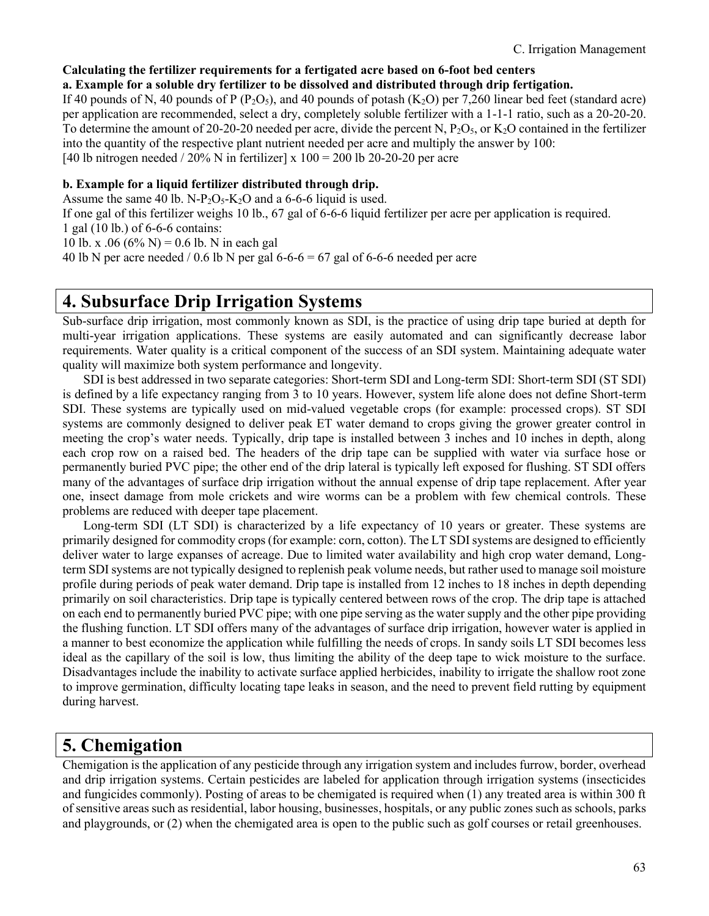**Calculating the fertilizer requirements for a fertigated acre based on 6-foot bed centers**

**a. Example for a soluble dry fertilizer to be dissolved and distributed through drip fertigation.**

If 40 pounds of N, 40 pounds of P ($P_2O_5$), and 40 pounds of potash ($K_2O$) per 7,260 linear bed feet (standard acre) per application are recommended, select a dry, completely soluble fertilizer with a 1-1-1 ratio, such as a 20-20-20. To determine the amount of 20-20-20 needed per acre, divide the percent N, $P_2O_5$, or $K_2O$ contained in the fertilizer into the quantity of the respective plant nutrient needed per acre and multiply the answer by 100:

[40 lb nitrogen needed / 20% N in fertilizer] x 100 = 200 lb 20-20-20 per acre

**b. Example for a liquid fertilizer distributed through drip.**

Assume the same 40 lb. N-$P_2O_5$-$K_2O$ and a 6-6-6 liquid is used.

If one gal of this fertilizer weighs 10 lb., 67 gal of 6-6-6 liquid fertilizer per acre per application is required.

1 gal (10 lb.) of 6-6-6 contains:

10 lb. x .06 (6% N) = 0.6 lb. N in each gal

40 lb N per acre needed / 0.6 lb N per gal 6-6-6 = 67 gal of 6-6-6 needed per acre

## 4. Subsurface Drip Irrigation Systems

Sub-surface drip irrigation, most commonly known as SDI, is the practice of using drip tape buried at depth for multi-year irrigation applications. These systems are easily automated and can significantly decrease labor requirements. Water quality is a critical component of the success of an SDI system. Maintaining adequate water quality will maximize both system performance and longevity.

SDI is best addressed in two separate categories: Short-term SDI and Long-term SDI: Short-term SDI (ST SDI) is defined by a life expectancy ranging from 3 to 10 years. However, system life alone does not define Short-term SDI. These systems are typically used on mid-valued vegetable crops (for example: processed crops). ST SDI systems are commonly designed to deliver peak ET water demand to crops giving the grower greater control in meeting the crop's water needs. Typically, drip tape is installed between 3 inches and 10 inches in depth, along each crop row on a raised bed. The headers of the drip tape can be supplied with water via surface hose or permanently buried PVC pipe; the other end of the drip lateral is typically left exposed for flushing. ST SDI offers many of the advantages of surface drip irrigation without the annual expense of drip tape replacement. After year one, insect damage from mole crickets and wire worms can be a problem with few chemical controls. These problems are reduced with deeper tape placement.

Long-term SDI (LT SDI) is characterized by a life expectancy of 10 years or greater. These systems are primarily designed for commodity crops (for example: corn, cotton). The LT SDI systems are designed to efficiently deliver water to large expanses of acreage. Due to limited water availability and high crop water demand, Long-term SDI systems are not typically designed to replenish peak volume needs, but rather used to manage soil moisture profile during periods of peak water demand. Drip tape is installed from 12 inches to 18 inches in depth depending primarily on soil characteristics. Drip tape is typically centered between rows of the crop. The drip tape is attached on each end to permanently buried PVC pipe; with one pipe serving as the water supply and the other pipe providing the flushing function. LT SDI offers many of the advantages of surface drip irrigation, however water is applied in a manner to best economize the application while fulfilling the needs of crops. In sandy soils LT SDI becomes less ideal as the capillary of the soil is low, thus limiting the ability of the deep tape to wick moisture to the surface. Disadvantages include the inability to activate surface applied herbicides, inability to irrigate the shallow root zone to improve germination, difficulty locating tape leaks in season, and the need to prevent field rutting by equipment during harvest.

## 5. Chemigation

Chemigation is the application of any pesticide through any irrigation system and includes furrow, border, overhead and drip irrigation systems. Certain pesticides are labeled for application through irrigation systems (insecticides and fungicides commonly). Posting of areas to be chemigated is required when (1) any treated area is within 300 ft of sensitive areas such as residential, labor housing, businesses, hospitals, or any public zones such as schools, parks and playgrounds, or (2) when the chemigated area is open to the public such as golf courses or retail greenhouses.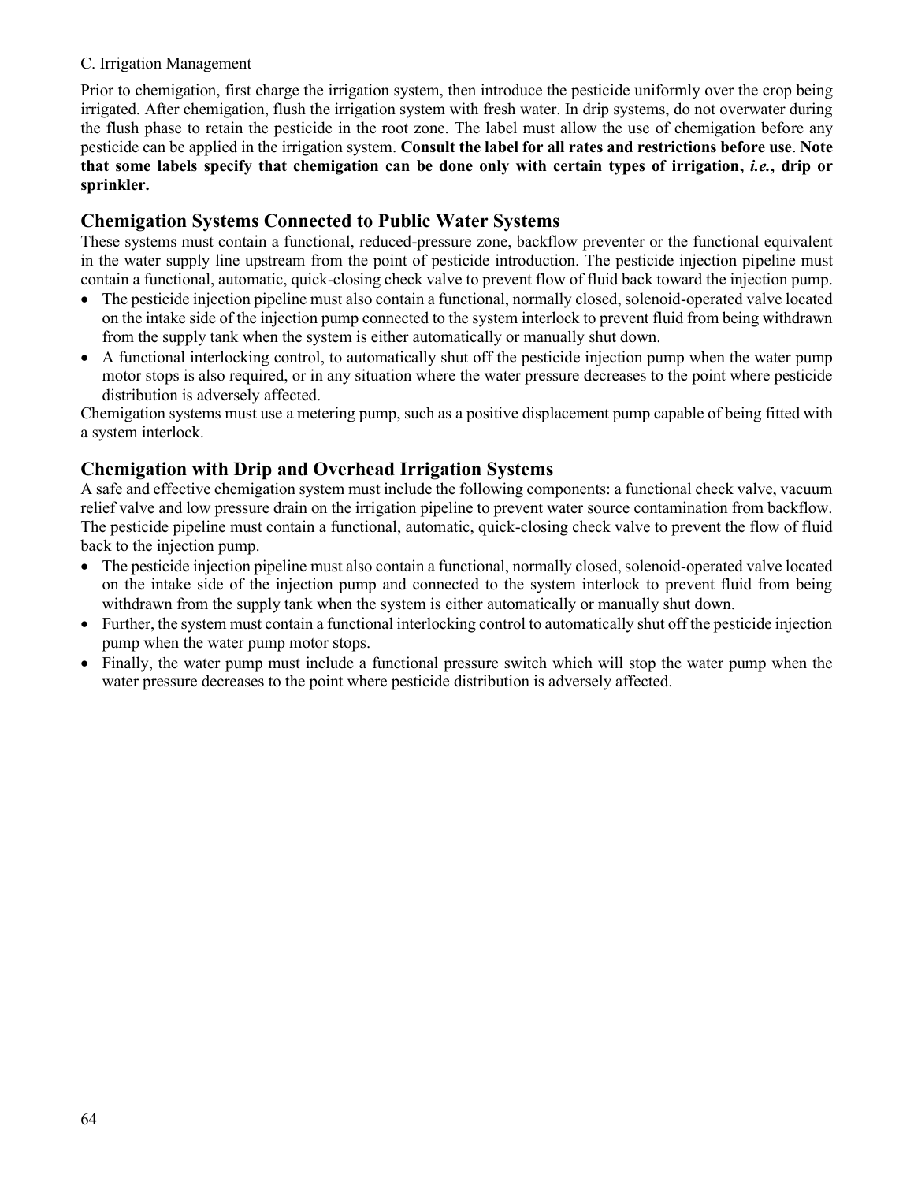C. Irrigation Management

Prior to chemigation, first charge the irrigation system, then introduce the pesticide uniformly over the crop being irrigated. After chemigation, flush the irrigation system with fresh water. In drip systems, do not overwater during the flush phase to retain the pesticide in the root zone. The label must allow the use of chemigation before any pesticide can be applied in the irrigation system. **Consult the label for all rates and restrictions before use**. **Note that some labels specify that chemigation can be done only with certain types of irrigation, *i.e.*, drip or sprinkler.**

## Chemigation Systems Connected to Public Water Systems

These systems must contain a functional, reduced-pressure zone, backflow preventer or the functional equivalent in the water supply line upstream from the point of pesticide introduction. The pesticide injection pipeline must contain a functional, automatic, quick-closing check valve to prevent flow of fluid back toward the injection pump.

- The pesticide injection pipeline must also contain a functional, normally closed, solenoid-operated valve located on the intake side of the injection pump connected to the system interlock to prevent fluid from being withdrawn from the supply tank when the system is either automatically or manually shut down.
- A functional interlocking control, to automatically shut off the pesticide injection pump when the water pump motor stops is also required, or in any situation where the water pressure decreases to the point where pesticide distribution is adversely affected.

Chemigation systems must use a metering pump, such as a positive displacement pump capable of being fitted with a system interlock.

## Chemigation with Drip and Overhead Irrigation Systems

A safe and effective chemigation system must include the following components: a functional check valve, vacuum relief valve and low pressure drain on the irrigation pipeline to prevent water source contamination from backflow. The pesticide pipeline must contain a functional, automatic, quick-closing check valve to prevent the flow of fluid back to the injection pump.

- The pesticide injection pipeline must also contain a functional, normally closed, solenoid-operated valve located on the intake side of the injection pump and connected to the system interlock to prevent fluid from being withdrawn from the supply tank when the system is either automatically or manually shut down.
- Further, the system must contain a functional interlocking control to automatically shut off the pesticide injection pump when the water pump motor stops.
- Finally, the water pump must include a functional pressure switch which will stop the water pump when the water pressure decreases to the point where pesticide distribution is adversely affected.